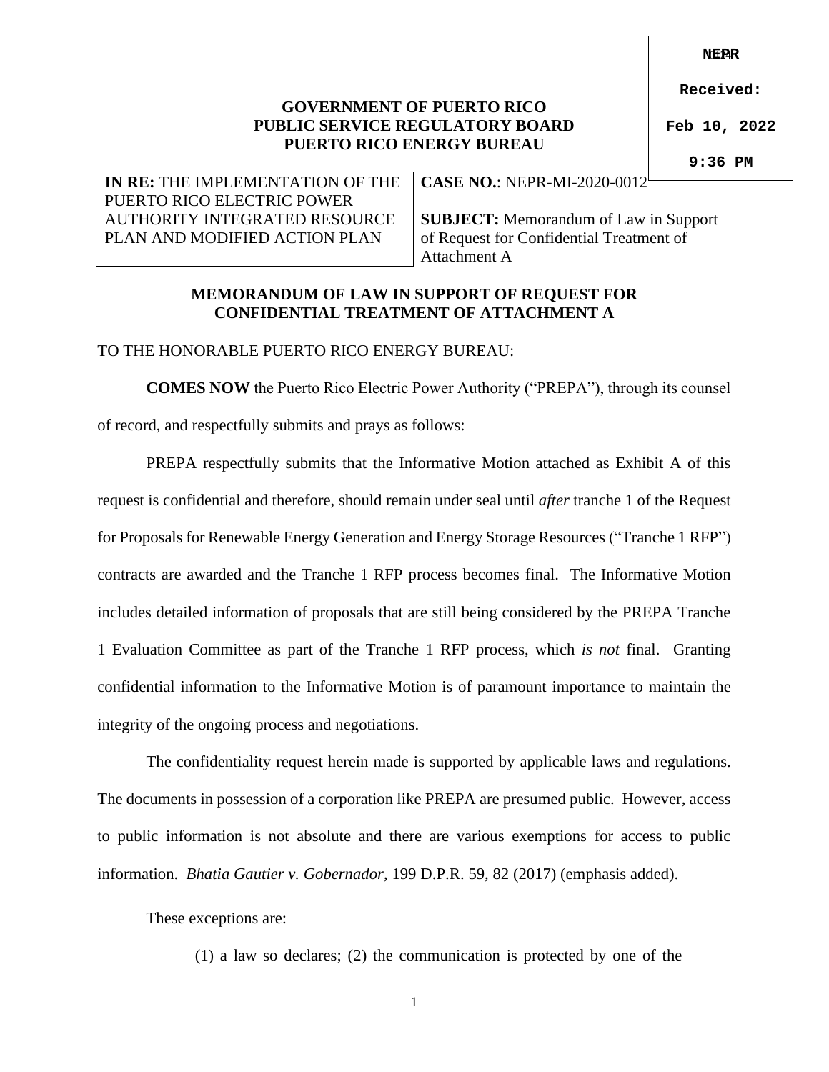NEPR

Received:

Feb 10, 2022

9:36 PM

**GOVERNMENT OF PUERTO RICO**
**PUBLIC SERVICE REGULATORY BOARD**
**PUERTO RICO ENERGY BUREAU**

| | |
|---|---|
| **IN RE:** THE IMPLEMENTATION OF THE PUERTO RICO ELECTRIC POWER AUTHORITY INTEGRATED RESOURCE PLAN AND MODIFIED ACTION PLAN | **CASE NO.**: NEPR-MI-2020-0012<br><br>**SUBJECT:** Memorandum of Law in Support of Request for Confidential Treatment of Attachment A |

## MEMORANDUM OF LAW IN SUPPORT OF REQUEST FOR CONFIDENTIAL TREATMENT OF ATTACHMENT A

TO THE HONORABLE PUERTO RICO ENERGY BUREAU:

**COMES NOW** the Puerto Rico Electric Power Authority ("PREPA"), through its counsel of record, and respectfully submits and prays as follows:

PREPA respectfully submits that the Informative Motion attached as Exhibit A of this request is confidential and therefore, should remain under seal until *after* tranche 1 of the Request for Proposals for Renewable Energy Generation and Energy Storage Resources ("Tranche 1 RFP") contracts are awarded and the Tranche 1 RFP process becomes final. The Informative Motion includes detailed information of proposals that are still being considered by the PREPA Tranche 1 Evaluation Committee as part of the Tranche 1 RFP process, which *is not* final. Granting confidential information to the Informative Motion is of paramount importance to maintain the integrity of the ongoing process and negotiations.

The confidentiality request herein made is supported by applicable laws and regulations. The documents in possession of a corporation like PREPA are presumed public. However, access to public information is not absolute and there are various exemptions for access to public information. *Bhatia Gautier v. Gobernador*, 199 D.P.R. 59, 82 (2017) (emphasis added).

These exceptions are:

(1) a law so declares; (2) the communication is protected by one of the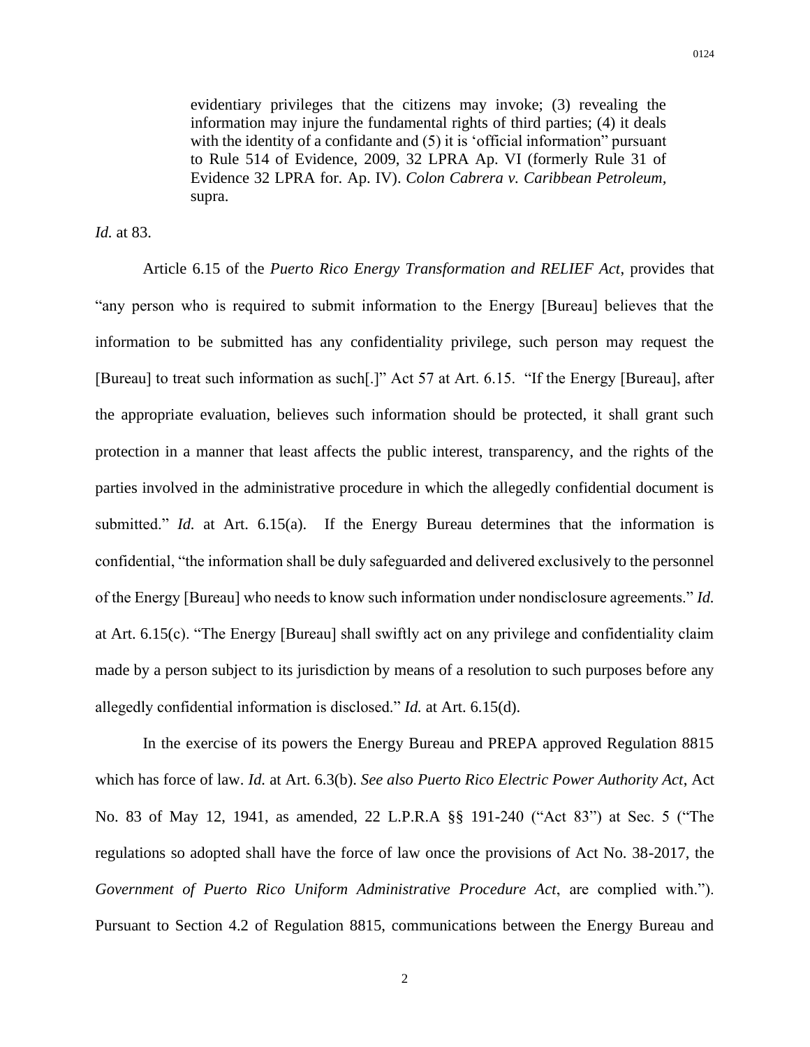> evidentiary privileges that the citizens may invoke; (3) revealing the information may injure the fundamental rights of third parties; (4) it deals with the identity of a confidante and (5) it is 'official information" pursuant to Rule 514 of Evidence, 2009, 32 LPRA Ap. VI (formerly Rule 31 of Evidence 32 LPRA for. Ap. IV). *Colon Cabrera v. Caribbean Petroleum,* supra.

*Id.* at 83.

Article 6.15 of the *Puerto Rico Energy Transformation and RELIEF Act*, provides that "any person who is required to submit information to the Energy [Bureau] believes that the information to be submitted has any confidentiality privilege, such person may request the [Bureau] to treat such information as such[.]" Act 57 at Art. 6.15. "If the Energy [Bureau], after the appropriate evaluation, believes such information should be protected, it shall grant such protection in a manner that least affects the public interest, transparency, and the rights of the parties involved in the administrative procedure in which the allegedly confidential document is submitted." *Id.* at Art. 6.15(a). If the Energy Bureau determines that the information is confidential, "the information shall be duly safeguarded and delivered exclusively to the personnel of the Energy [Bureau] who needs to know such information under nondisclosure agreements." *Id.* at Art. 6.15(c). "The Energy [Bureau] shall swiftly act on any privilege and confidentiality claim made by a person subject to its jurisdiction by means of a resolution to such purposes before any allegedly confidential information is disclosed." *Id.* at Art. 6.15(d).

In the exercise of its powers the Energy Bureau and PREPA approved Regulation 8815 which has force of law. *Id.* at Art. 6.3(b). *See also Puerto Rico Electric Power Authority Act*, Act No. 83 of May 12, 1941, as amended, 22 L.P.R.A §§ 191-240 ("Act 83") at Sec. 5 ("The regulations so adopted shall have the force of law once the provisions of Act No. 38-2017, the *Government of Puerto Rico Uniform Administrative Procedure Act*, are complied with."). Pursuant to Section 4.2 of Regulation 8815, communications between the Energy Bureau and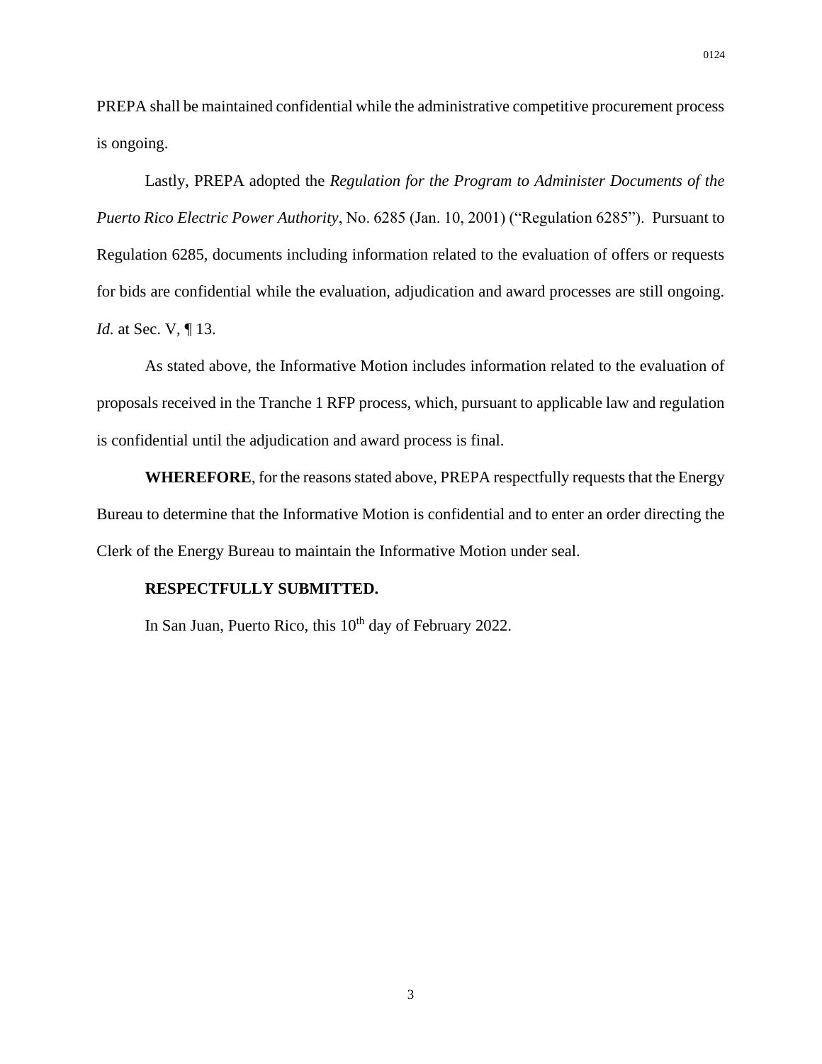PREPA shall be maintained confidential while the administrative competitive procurement process is ongoing.

Lastly, PREPA adopted the *Regulation for the Program to Administer Documents of the Puerto Rico Electric Power Authority*, No. 6285 (Jan. 10, 2001) ("Regulation 6285"). Pursuant to Regulation 6285, documents including information related to the evaluation of offers or requests for bids are confidential while the evaluation, adjudication and award processes are still ongoing. *Id.* at Sec. V, ¶ 13.

As stated above, the Informative Motion includes information related to the evaluation of proposals received in the Tranche 1 RFP process, which, pursuant to applicable law and regulation is confidential until the adjudication and award process is final.

**WHEREFORE**, for the reasons stated above, PREPA respectfully requests that the Energy Bureau to determine that the Informative Motion is confidential and to enter an order directing the Clerk of the Energy Bureau to maintain the Informative Motion under seal.

**RESPECTFULLY SUBMITTED.**

In San Juan, Puerto Rico, this 10th day of February 2022.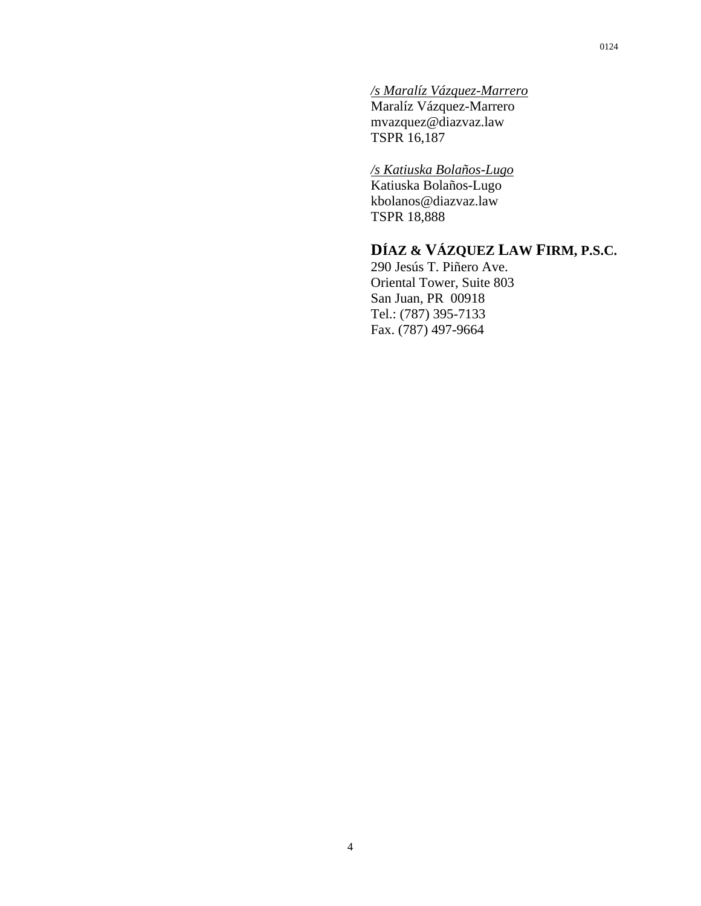*/s Maralíz Vázquez-Marrero*
Maralíz Vázquez-Marrero
mvazquez@diazvaz.law
TSPR 16,187

*/s Katiuska Bolaños-Lugo*
Katiuska Bolaños-Lugo
kbolanos@diazvaz.law
TSPR 18,888

**DÍAZ & VÁZQUEZ LAW FIRM, P.S.C.**
290 Jesús T. Piñero Ave.
Oriental Tower, Suite 803
San Juan, PR 00918
Tel.: (787) 395-7133
Fax. (787) 497-9664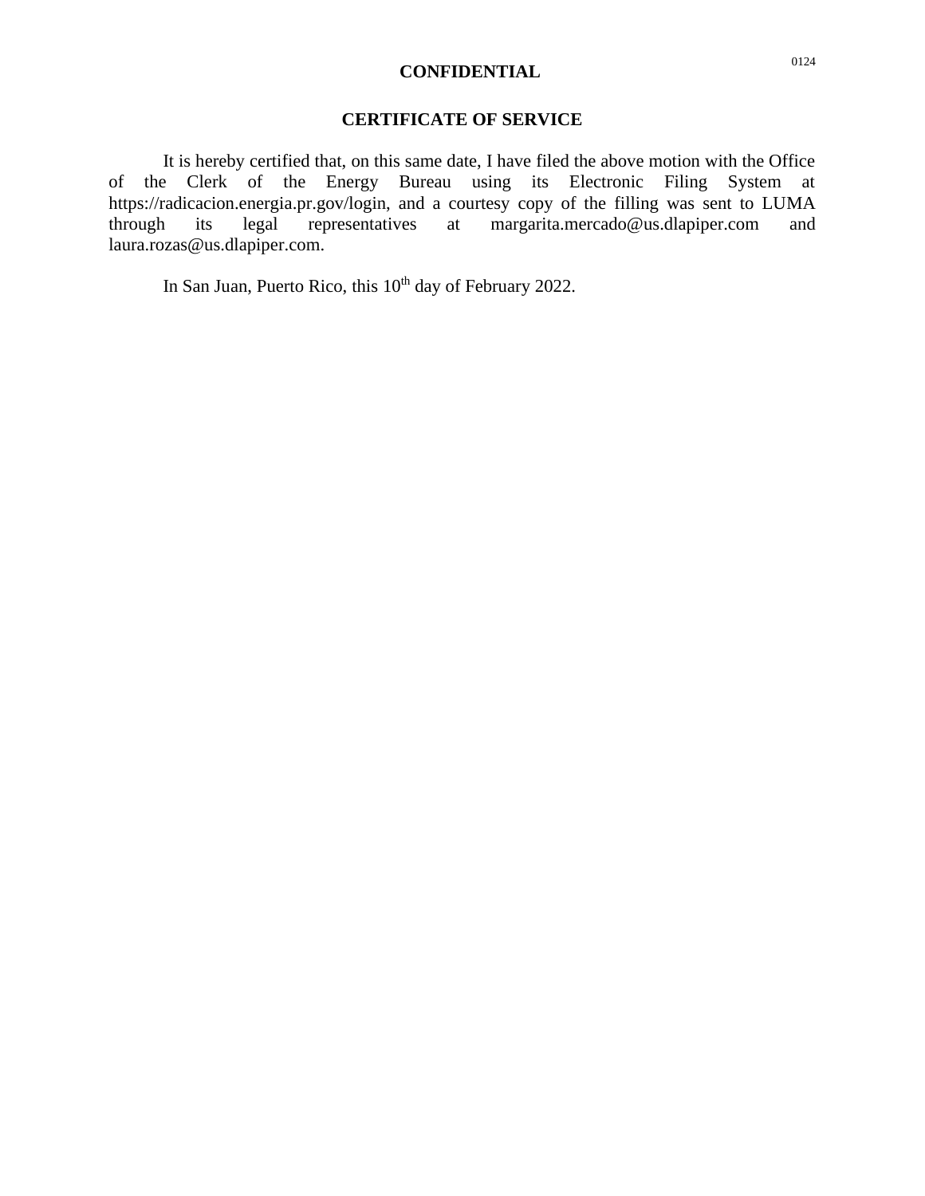**CONFIDENTIAL**

## CERTIFICATE OF SERVICE

It is hereby certified that, on this same date, I have filed the above motion with the Office of the Clerk of the Energy Bureau using its Electronic Filing System at https://radicacion.energia.pr.gov/login, and a courtesy copy of the filling was sent to LUMA through its legal representatives at margarita.mercado@us.dlapiper.com and laura.rozas@us.dlapiper.com.

In San Juan, Puerto Rico, this 10th day of February 2022.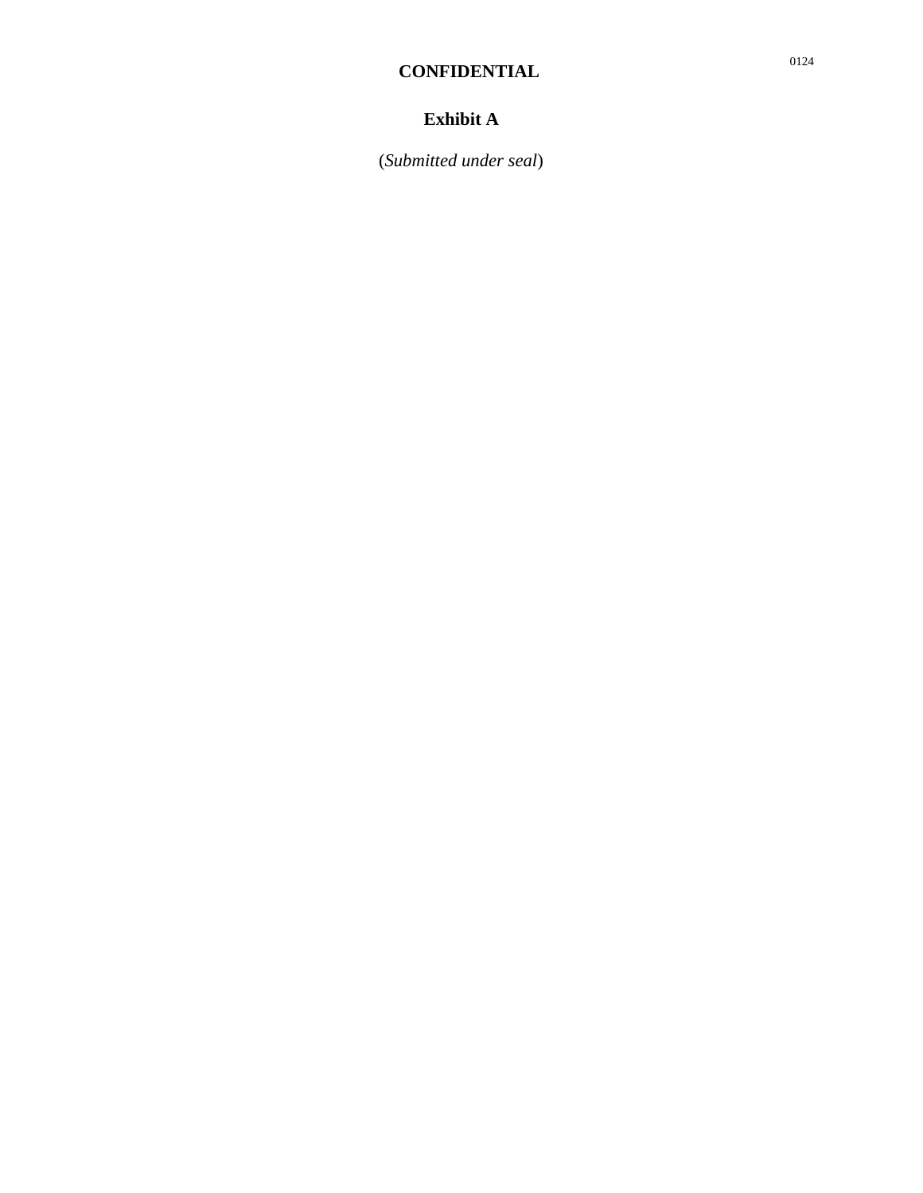**CONFIDENTIAL**

**Exhibit A**

(*Submitted under seal*)